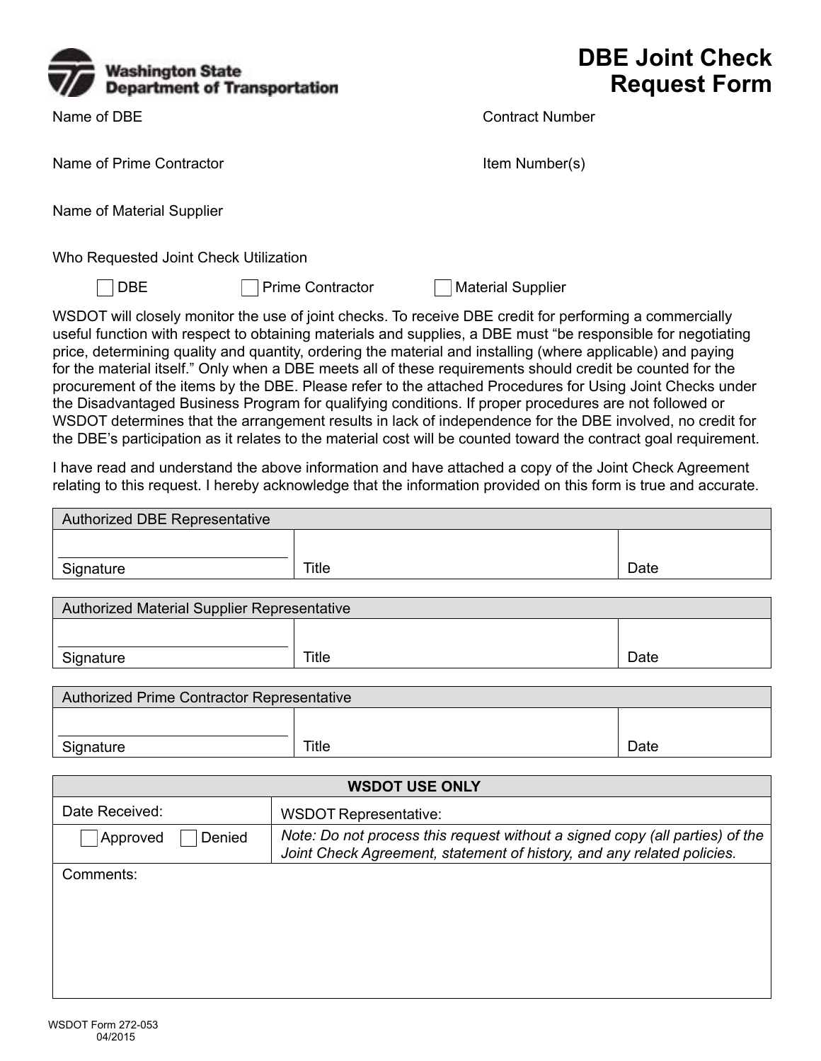Washington State Department of Transportation

# DBE Joint Check Request Form

Name of DBE

Contract Number

Name of Prime Contractor

Item Number(s)

Name of Material Supplier

Who Requested Joint Check Utilization

☐ DBE ☐ Prime Contractor ☐ Material Supplier

WSDOT will closely monitor the use of joint checks. To receive DBE credit for performing a commercially useful function with respect to obtaining materials and supplies, a DBE must "be responsible for negotiating price, determining quality and quantity, ordering the material and installing (where applicable) and paying for the material itself." Only when a DBE meets all of these requirements should credit be counted for the procurement of the items by the DBE. Please refer to the attached Procedures for Using Joint Checks under the Disadvantaged Business Program for qualifying conditions. If proper procedures are not followed or WSDOT determines that the arrangement results in lack of independence for the DBE involved, no credit for the DBE's participation as it relates to the material cost will be counted toward the contract goal requirement.

I have read and understand the above information and have attached a copy of the Joint Check Agreement relating to this request. I hereby acknowledge that the information provided on this form is true and accurate.

| Authorized DBE Representative | | |
|---|---|---|
| Signature | Title | Date |

| Authorized Material Supplier Representative | | |
|---|---|---|
| Signature | Title | Date |

| Authorized Prime Contractor Representative | | |
|---|---|---|
| Signature | Title | Date |

| WSDOT USE ONLY | |
|---|---|
| Date Received: | WSDOT Representative: |
| ☐ Approved ☐ Denied | *Note: Do not process this request without a signed copy (all parties) of the Joint Check Agreement, statement of history, and any related policies.* |
| Comments: | |

WSDOT Form 272-053
04/2015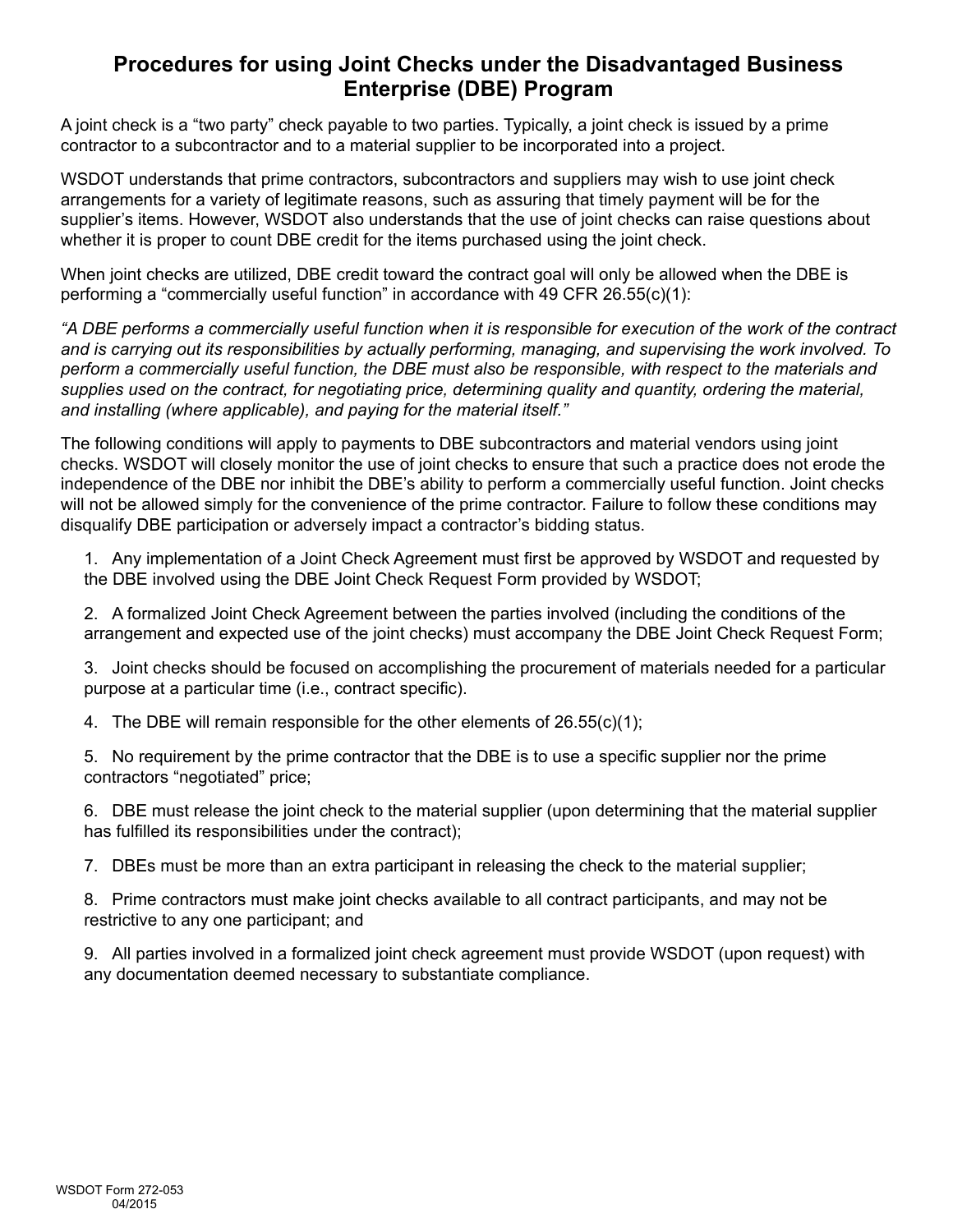# Procedures for using Joint Checks under the Disadvantaged Business Enterprise (DBE) Program

A joint check is a “two party” check payable to two parties. Typically, a joint check is issued by a prime contractor to a subcontractor and to a material supplier to be incorporated into a project.

WSDOT understands that prime contractors, subcontractors and suppliers may wish to use joint check arrangements for a variety of legitimate reasons, such as assuring that timely payment will be for the supplier’s items. However, WSDOT also understands that the use of joint checks can raise questions about whether it is proper to count DBE credit for the items purchased using the joint check.

When joint checks are utilized, DBE credit toward the contract goal will only be allowed when the DBE is performing a “commercially useful function” in accordance with 49 CFR 26.55(c)(1):

*“A DBE performs a commercially useful function when it is responsible for execution of the work of the contract and is carrying out its responsibilities by actually performing, managing, and supervising the work involved. To perform a commercially useful function, the DBE must also be responsible, with respect to the materials and supplies used on the contract, for negotiating price, determining quality and quantity, ordering the material, and installing (where applicable), and paying for the material itself.”*

The following conditions will apply to payments to DBE subcontractors and material vendors using joint checks. WSDOT will closely monitor the use of joint checks to ensure that such a practice does not erode the independence of the DBE nor inhibit the DBE’s ability to perform a commercially useful function. Joint checks will not be allowed simply for the convenience of the prime contractor. Failure to follow these conditions may disqualify DBE participation or adversely impact a contractor’s bidding status.

1. Any implementation of a Joint Check Agreement must first be approved by WSDOT and requested by the DBE involved using the DBE Joint Check Request Form provided by WSDOT;
2. A formalized Joint Check Agreement between the parties involved (including the conditions of the arrangement and expected use of the joint checks) must accompany the DBE Joint Check Request Form;
3. Joint checks should be focused on accomplishing the procurement of materials needed for a particular purpose at a particular time (i.e., contract specific).
4. The DBE will remain responsible for the other elements of 26.55(c)(1);
5. No requirement by the prime contractor that the DBE is to use a specific supplier nor the prime contractors “negotiated” price;
6. DBE must release the joint check to the material supplier (upon determining that the material supplier has fulfilled its responsibilities under the contract);
7. DBEs must be more than an extra participant in releasing the check to the material supplier;
8. Prime contractors must make joint checks available to all contract participants, and may not be restrictive to any one participant; and
9. All parties involved in a formalized joint check agreement must provide WSDOT (upon request) with any documentation deemed necessary to substantiate compliance.

WSDOT Form 272-053
04/2015